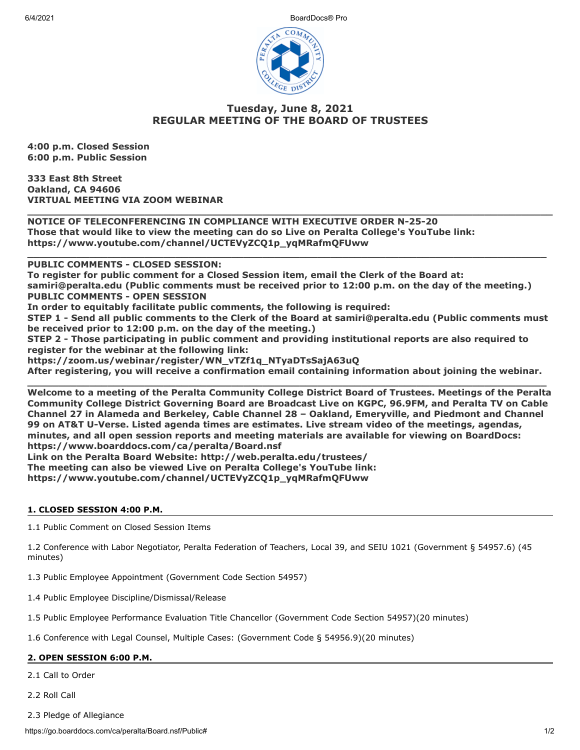# Tuesday, June 8, 2021
# REGULAR MEETING OF THE BOARD OF TRUSTEES

**4:00 p.m. Closed Session**
**6:00 p.m. Public Session**

**333 East 8th Street**
**Oakland, CA 94606**
**VIRTUAL MEETING VIA ZOOM WEBINAR**

---

**NOTICE OF TELECONFERENCING IN COMPLIANCE WITH EXECUTIVE ORDER N-25-20**
**Those that would like to view the meeting can do so Live on Peralta College's YouTube link:**
**https://www.youtube.com/channel/UCTEVyZCQ1p_yqMRafmQFUww**

---

**PUBLIC COMMENTS - CLOSED SESSION:**
**To register for public comment for a Closed Session item, email the Clerk of the Board at: samiri@peralta.edu (Public comments must be received prior to 12:00 p.m. on the day of the meeting.)**
**PUBLIC COMMENTS - OPEN SESSION**
**In order to equitably facilitate public comments, the following is required:**
**STEP 1 - Send all public comments to the Clerk of the Board at samiri@peralta.edu (Public comments must be received prior to 12:00 p.m. on the day of the meeting.)**
**STEP 2 - Those participating in public comment and providing institutional reports are also required to register for the webinar at the following link:**
**https://zoom.us/webinar/register/WN_vTZf1q_NTyaDTsSajA63uQ**
**After registering, you will receive a confirmation email containing information about joining the webinar.**

---

**Welcome to a meeting of the Peralta Community College District Board of Trustees. Meetings of the Peralta Community College District Governing Board are Broadcast Live on KGPC, 96.9FM, and Peralta TV on Cable Channel 27 in Alameda and Berkeley, Cable Channel 28 – Oakland, Emeryville, and Piedmont and Channel 99 on AT&T U-Verse. Listed agenda times are estimates. Live stream video of the meetings, agendas, minutes, and all open session reports and meeting materials are available for viewing on BoardDocs: https://www.boarddocs.com/ca/peralta/Board.nsf**
**Link on the Peralta Board Website: http://web.peralta.edu/trustees/**
**The meeting can also be viewed Live on Peralta College's YouTube link:**
**https://www.youtube.com/channel/UCTEVyZCQ1p_yqMRafmQFUww**

## 1. CLOSED SESSION 4:00 P.M.

1.1 Public Comment on Closed Session Items

1.2 Conference with Labor Negotiator, Peralta Federation of Teachers, Local 39, and SEIU 1021 (Government § 54957.6) (45 minutes)

1.3 Public Employee Appointment (Government Code Section 54957)

1.4 Public Employee Discipline/Dismissal/Release

1.5 Public Employee Performance Evaluation Title Chancellor (Government Code Section 54957)(20 minutes)

1.6 Conference with Legal Counsel, Multiple Cases: (Government Code § 54956.9)(20 minutes)

## 2. OPEN SESSION 6:00 P.M.

2.1 Call to Order

2.2 Roll Call

2.3 Pledge of Allegiance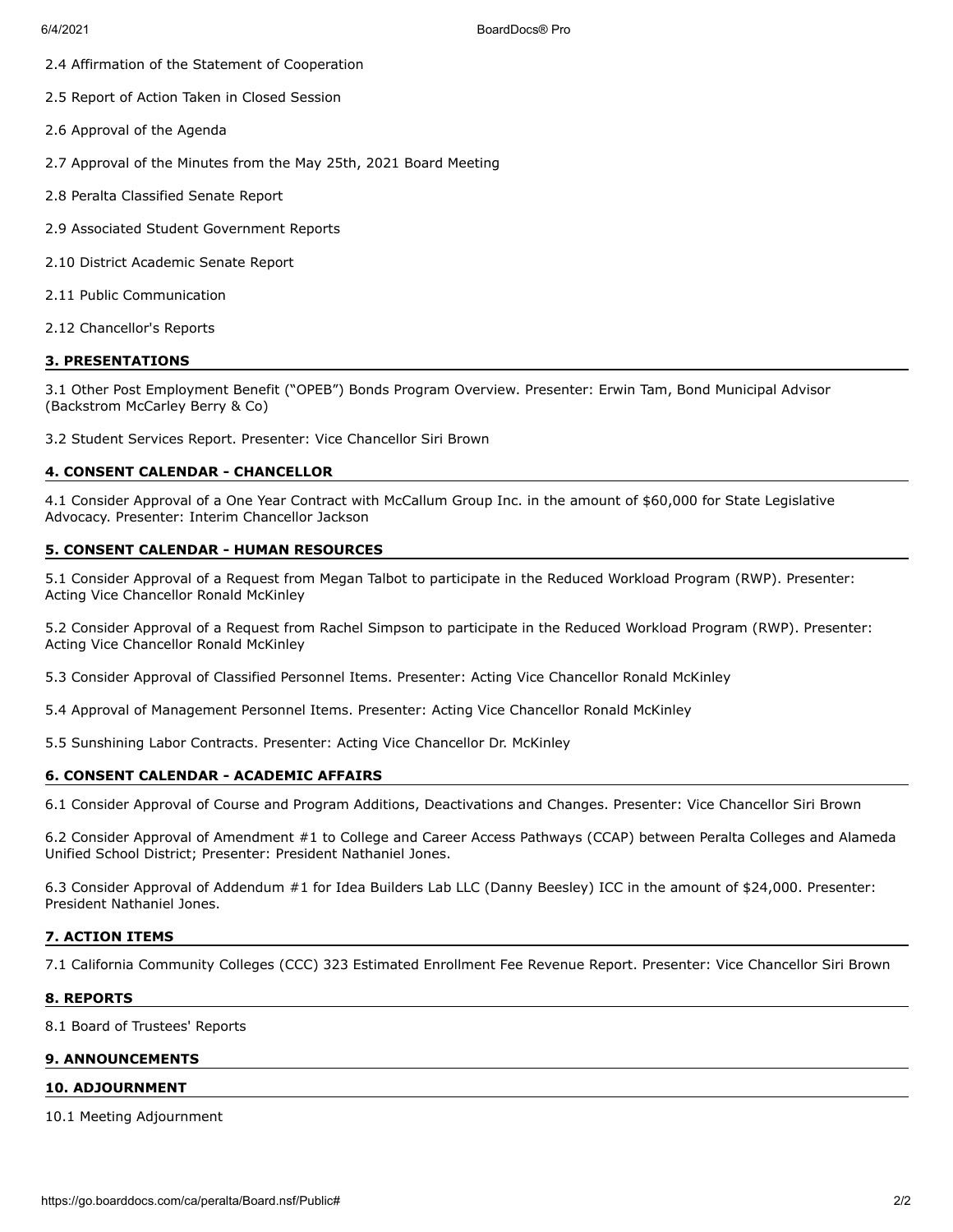2.4 Affirmation of the Statement of Cooperation

2.5 Report of Action Taken in Closed Session

2.6 Approval of the Agenda

2.7 Approval of the Minutes from the May 25th, 2021 Board Meeting

2.8 Peralta Classified Senate Report

2.9 Associated Student Government Reports

2.10 District Academic Senate Report

2.11 Public Communication

2.12 Chancellor's Reports

## 3. PRESENTATIONS

3.1 Other Post Employment Benefit ("OPEB") Bonds Program Overview. Presenter: Erwin Tam, Bond Municipal Advisor (Backstrom McCarley Berry & Co)

3.2 Student Services Report. Presenter: Vice Chancellor Siri Brown

## 4. CONSENT CALENDAR - CHANCELLOR

4.1 Consider Approval of a One Year Contract with McCallum Group Inc. in the amount of $60,000 for State Legislative Advocacy. Presenter: Interim Chancellor Jackson

## 5. CONSENT CALENDAR - HUMAN RESOURCES

5.1 Consider Approval of a Request from Megan Talbot to participate in the Reduced Workload Program (RWP). Presenter: Acting Vice Chancellor Ronald McKinley

5.2 Consider Approval of a Request from Rachel Simpson to participate in the Reduced Workload Program (RWP). Presenter: Acting Vice Chancellor Ronald McKinley

5.3 Consider Approval of Classified Personnel Items. Presenter: Acting Vice Chancellor Ronald McKinley

5.4 Approval of Management Personnel Items. Presenter: Acting Vice Chancellor Ronald McKinley

5.5 Sunshining Labor Contracts. Presenter: Acting Vice Chancellor Dr. McKinley

## 6. CONSENT CALENDAR - ACADEMIC AFFAIRS

6.1 Consider Approval of Course and Program Additions, Deactivations and Changes. Presenter: Vice Chancellor Siri Brown

6.2 Consider Approval of Amendment #1 to College and Career Access Pathways (CCAP) between Peralta Colleges and Alameda Unified School District; Presenter: President Nathaniel Jones.

6.3 Consider Approval of Addendum #1 for Idea Builders Lab LLC (Danny Beesley) ICC in the amount of $24,000. Presenter: President Nathaniel Jones.

## 7. ACTION ITEMS

7.1 California Community Colleges (CCC) 323 Estimated Enrollment Fee Revenue Report. Presenter: Vice Chancellor Siri Brown

## 8. REPORTS

8.1 Board of Trustees' Reports

## 9. ANNOUNCEMENTS

## 10. ADJOURNMENT

10.1 Meeting Adjournment